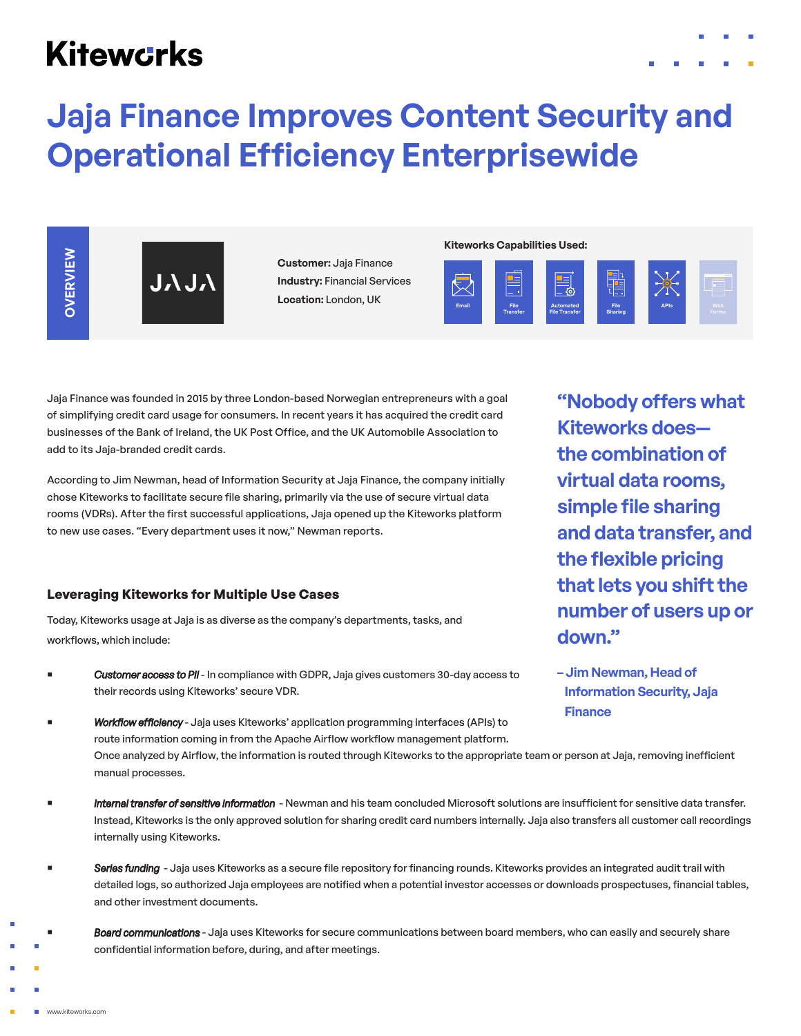# Jaja Finance Improves Content Security and Operational Efficiency Enterprisewide

OVERVIEW

**Customer:** Jaja Finance
**Industry:** Financial Services
**Location:** London, UK

**Kiteworks Capabilities Used:**

Email
File Transfer
Automated File Transfer
File Sharing
APIs
Web Forms

Jaja Finance was founded in 2015 by three London-based Norwegian entrepreneurs with a goal of simplifying credit card usage for consumers. In recent years it has acquired the credit card businesses of the Bank of Ireland, the UK Post Office, and the UK Automobile Association to add to its Jaja-branded credit cards.

According to Jim Newman, head of Information Security at Jaja Finance, the company initially chose Kiteworks to facilitate secure file sharing, primarily via the use of secure virtual data rooms (VDRs). After the first successful applications, Jaja opened up the Kiteworks platform to new use cases. "Every department uses it now," Newman reports.

> "Nobody offers what Kiteworks does—the combination of virtual data rooms, simple file sharing and data transfer, and the flexible pricing that lets you shift the number of users up or down."
>
> – Jim Newman, Head of Information Security, Jaja Finance

### Leveraging Kiteworks for Multiple Use Cases

Today, Kiteworks usage at Jaja is as diverse as the company's departments, tasks, and workflows, which include:

- *Customer access to PII* - In compliance with GDPR, Jaja gives customers 30-day access to their records using Kiteworks' secure VDR.
- *Workflow efficiency* - Jaja uses Kiteworks' application programming interfaces (APIs) to route information coming in from the Apache Airflow workflow management platform. Once analyzed by Airflow, the information is routed through Kiteworks to the appropriate team or person at Jaja, removing inefficient manual processes.
- *Internal transfer of sensitive information* - Newman and his team concluded Microsoft solutions are insufficient for sensitive data transfer. Instead, Kiteworks is the only approved solution for sharing credit card numbers internally. Jaja also transfers all customer call recordings internally using Kiteworks.
- *Series funding* - Jaja uses Kiteworks as a secure file repository for financing rounds. Kiteworks provides an integrated audit trail with detailed logs, so authorized Jaja employees are notified when a potential investor accesses or downloads prospectuses, financial tables, and other investment documents.
- *Board communications* - Jaja uses Kiteworks for secure communications between board members, who can easily and securely share confidential information before, during, and after meetings.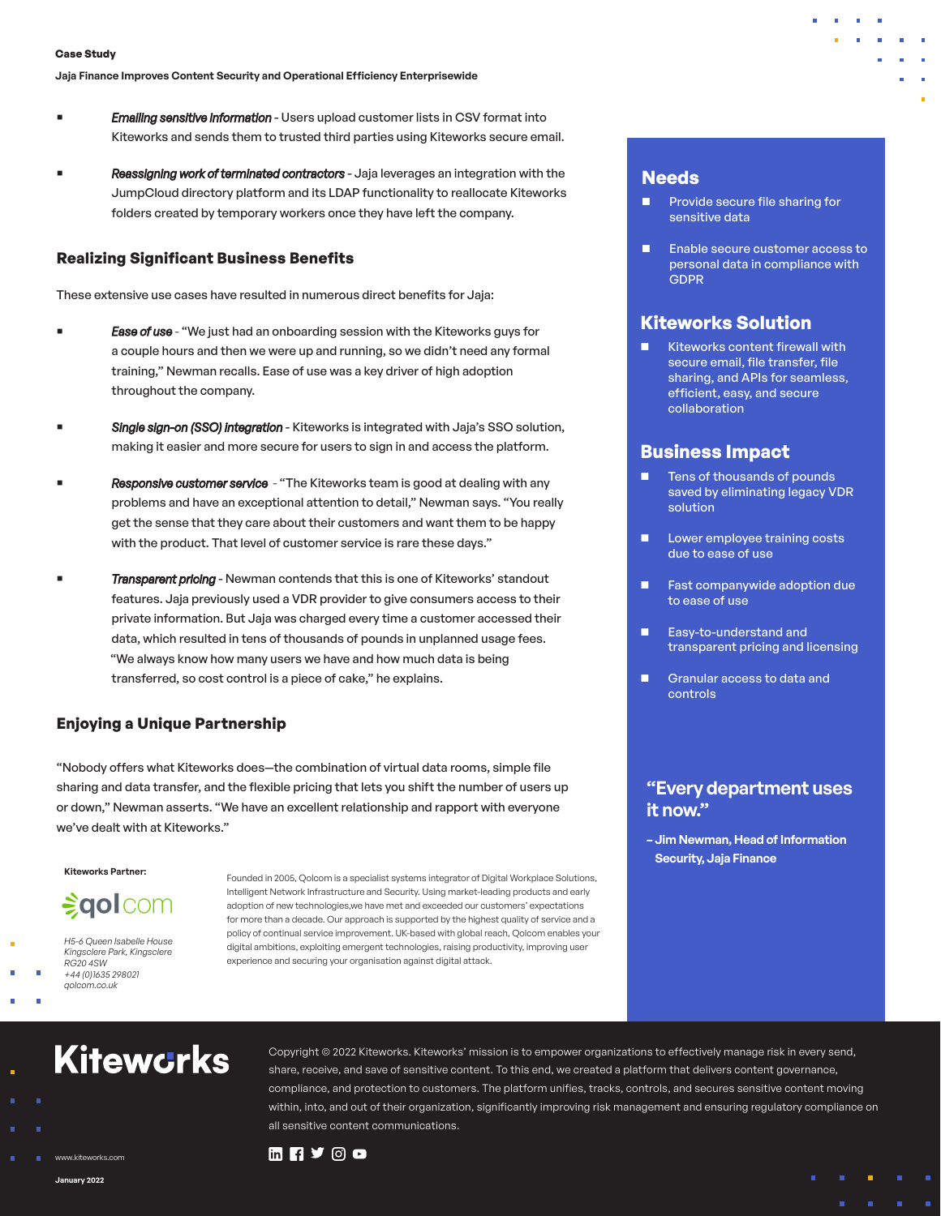- *Emailing sensitive information* - Users upload customer lists in CSV format into Kiteworks and sends them to trusted third parties using Kiteworks secure email.
- *Reassigning work of terminated contractors* - Jaja leverages an integration with the JumpCloud directory platform and its LDAP functionality to reallocate Kiteworks folders created by temporary workers once they have left the company.

## Realizing Significant Business Benefits

These extensive use cases have resulted in numerous direct benefits for Jaja:

- *Ease of use* - "We just had an onboarding session with the Kiteworks guys for a couple hours and then we were up and running, so we didn't need any formal training," Newman recalls. Ease of use was a key driver of high adoption throughout the company.
- *Single sign-on (SSO) integration* - Kiteworks is integrated with Jaja's SSO solution, making it easier and more secure for users to sign in and access the platform.
- *Responsive customer service* - "The Kiteworks team is good at dealing with any problems and have an exceptional attention to detail," Newman says. "You really get the sense that they care about their customers and want them to be happy with the product. That level of customer service is rare these days."
- *Transparent pricing* - Newman contends that this is one of Kiteworks' standout features. Jaja previously used a VDR provider to give consumers access to their private information. But Jaja was charged every time a customer accessed their data, which resulted in tens of thousands of pounds in unplanned usage fees. "We always know how many users we have and how much data is being transferred, so cost control is a piece of cake," he explains.

## Enjoying a Unique Partnership

"Nobody offers what Kiteworks does—the combination of virtual data rooms, simple file sharing and data transfer, and the flexible pricing that lets you shift the number of users up or down," Newman asserts. "We have an excellent relationship and rapport with everyone we've dealt with at Kiteworks."

**Kiteworks Partner:**

qolcom

*H5-6 Queen Isabelle House*
*Kingsclere Park, Kingsclere*
*RG20 4SW*
*+44 (0)1635 298021*
*qolcom.co.uk*

Founded in 2005, Qolcom is a specialist systems integrator of Digital Workplace Solutions, Intelligent Network Infrastructure and Security. Using market-leading products and early adoption of new technologies,we have met and exceeded our customers' expectations for more than a decade. Our approach is supported by the highest quality of service and a policy of continual service improvement. UK-based with global reach, Qolcom enables your digital ambitions, exploiting emergent technologies, raising productivity, improving user experience and securing your organisation against digital attack.

## Needs

- Provide secure file sharing for sensitive data
- Enable secure customer access to personal data in compliance with GDPR

## Kiteworks Solution

- Kiteworks content firewall with secure email, file transfer, file sharing, and APIs for seamless, efficient, easy, and secure collaboration

## Business Impact

- Tens of thousands of pounds saved by eliminating legacy VDR solution
- Lower employee training costs due to ease of use
- Fast companywide adoption due to ease of use
- Easy-to-understand and transparent pricing and licensing
- Granular access to data and controls

**"Every department uses it now."**

**– Jim Newman, Head of Information Security, Jaja Finance**

**Kiteworks**

Copyright © 2022 Kiteworks. Kiteworks' mission is to empower organizations to effectively manage risk in every send, share, receive, and save of sensitive content. To this end, we created a platform that delivers content governance, compliance, and protection to customers. The platform unifies, tracks, controls, and secures sensitive content moving within, into, and out of their organization, significantly improving risk management and ensuring regulatory compliance on all sensitive content communications.

www.kiteworks.com

**January 2022**